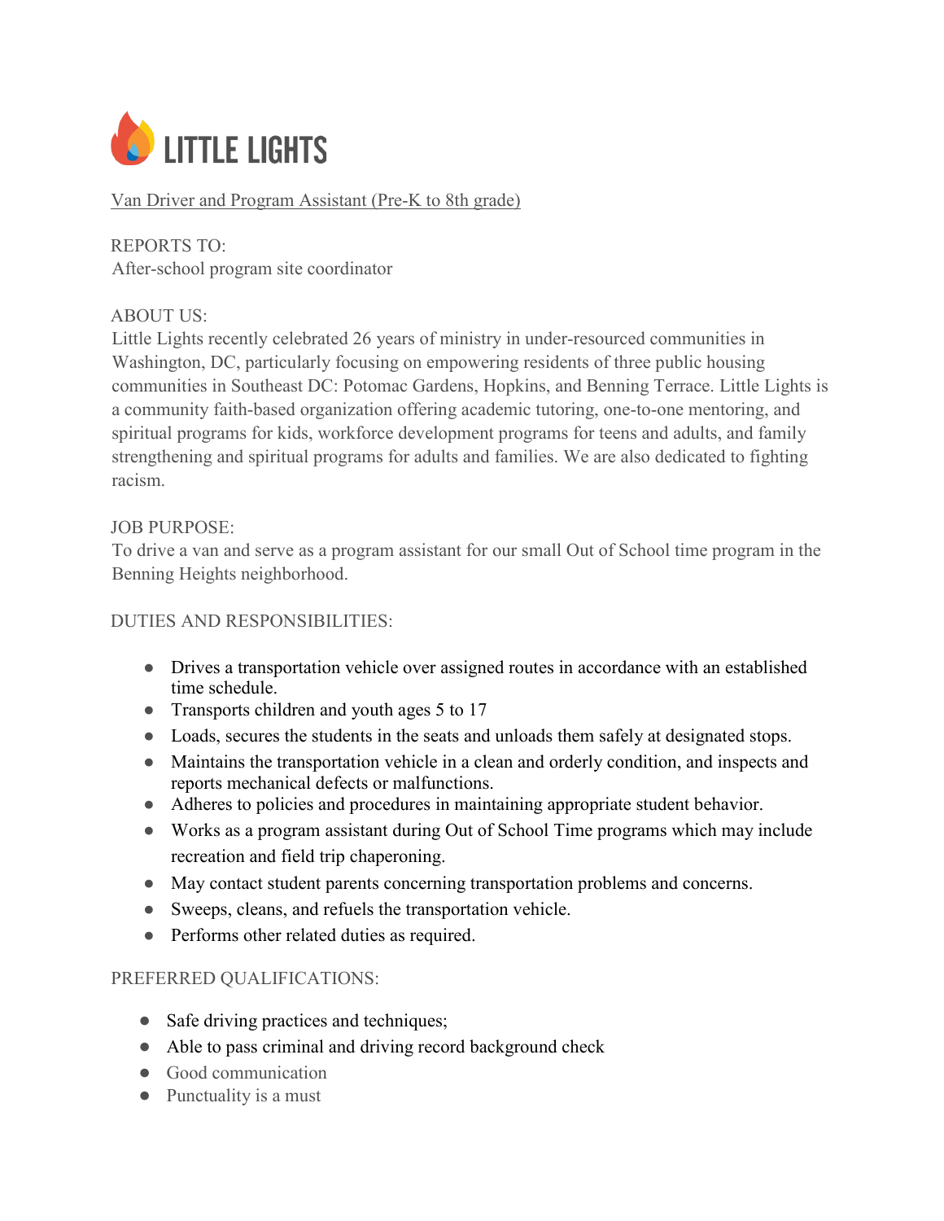LITTLE LIGHTS

Van Driver and Program Assistant (Pre-K to 8th grade)

REPORTS TO:
After-school program site coordinator

ABOUT US:
Little Lights recently celebrated 26 years of ministry in under-resourced communities in Washington, DC, particularly focusing on empowering residents of three public housing communities in Southeast DC: Potomac Gardens, Hopkins, and Benning Terrace. Little Lights is a community faith-based organization offering academic tutoring, one-to-one mentoring, and spiritual programs for kids, workforce development programs for teens and adults, and family strengthening and spiritual programs for adults and families. We are also dedicated to fighting racism.

JOB PURPOSE:
To drive a van and serve as a program assistant for our small Out of School time program in the Benning Heights neighborhood.

DUTIES AND RESPONSIBILITIES:

- Drives a transportation vehicle over assigned routes in accordance with an established time schedule.
- Transports children and youth ages 5 to 17
- Loads, secures the students in the seats and unloads them safely at designated stops.
- Maintains the transportation vehicle in a clean and orderly condition, and inspects and reports mechanical defects or malfunctions.
- Adheres to policies and procedures in maintaining appropriate student behavior.
- Works as a program assistant during Out of School Time programs which may include recreation and field trip chaperoning.
- May contact student parents concerning transportation problems and concerns.
- Sweeps, cleans, and refuels the transportation vehicle.
- Performs other related duties as required.

PREFERRED QUALIFICATIONS:

- Safe driving practices and techniques;
- Able to pass criminal and driving record background check
- Good communication
- Punctuality is a must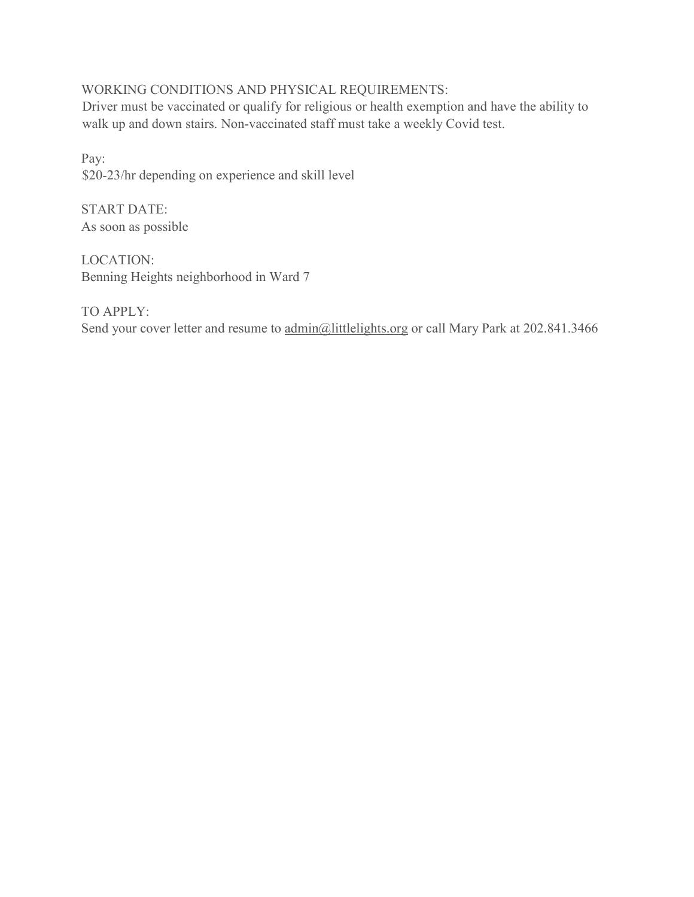WORKING CONDITIONS AND PHYSICAL REQUIREMENTS:
Driver must be vaccinated or qualify for religious or health exemption and have the ability to walk up and down stairs. Non-vaccinated staff must take a weekly Covid test.

Pay:
$20-23/hr depending on experience and skill level

START DATE:
As soon as possible

LOCATION:
Benning Heights neighborhood in Ward 7

TO APPLY:
Send your cover letter and resume to admin@littlelights.org or call Mary Park at 202.841.3466